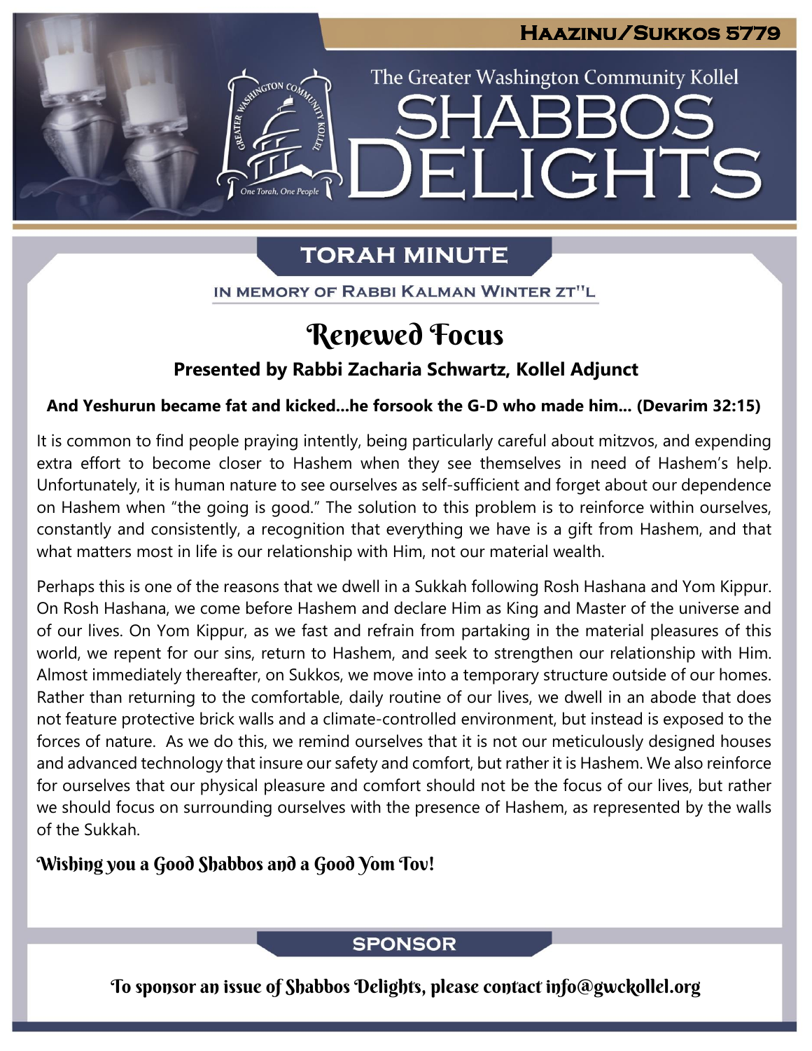HAAZINU/SUKKOS 5779

The Greater Washington Community Kollel

# SHABBOS DELIGHTS

## TORAH MINUTE

IN MEMORY OF RABBI KALMAN WINTER ZT"L

# Renewed Focus

**Presented by Rabbi Zacharia Schwartz, Kollel Adjunct**

**And Yeshurun became fat and kicked...he forsook the G-D who made him... (Devarim 32:15)**

It is common to find people praying intently, being particularly careful about mitzvos, and expending extra effort to become closer to Hashem when they see themselves in need of Hashem's help. Unfortunately, it is human nature to see ourselves as self-sufficient and forget about our dependence on Hashem when "the going is good." The solution to this problem is to reinforce within ourselves, constantly and consistently, a recognition that everything we have is a gift from Hashem, and that what matters most in life is our relationship with Him, not our material wealth.

Perhaps this is one of the reasons that we dwell in a Sukkah following Rosh Hashana and Yom Kippur. On Rosh Hashana, we come before Hashem and declare Him as King and Master of the universe and of our lives. On Yom Kippur, as we fast and refrain from partaking in the material pleasures of this world, we repent for our sins, return to Hashem, and seek to strengthen our relationship with Him. Almost immediately thereafter, on Sukkos, we move into a temporary structure outside of our homes. Rather than returning to the comfortable, daily routine of our lives, we dwell in an abode that does not feature protective brick walls and a climate-controlled environment, but instead is exposed to the forces of nature. As we do this, we remind ourselves that it is not our meticulously designed houses and advanced technology that insure our safety and comfort, but rather it is Hashem. We also reinforce for ourselves that our physical pleasure and comfort should not be the focus of our lives, but rather we should focus on surrounding ourselves with the presence of Hashem, as represented by the walls of the Sukkah.

**Wishing you a Good Shabbos and a Good Yom Tov!**

## SPONSOR

To sponsor an issue of Shabbos Delights, please contact info@gwckollel.org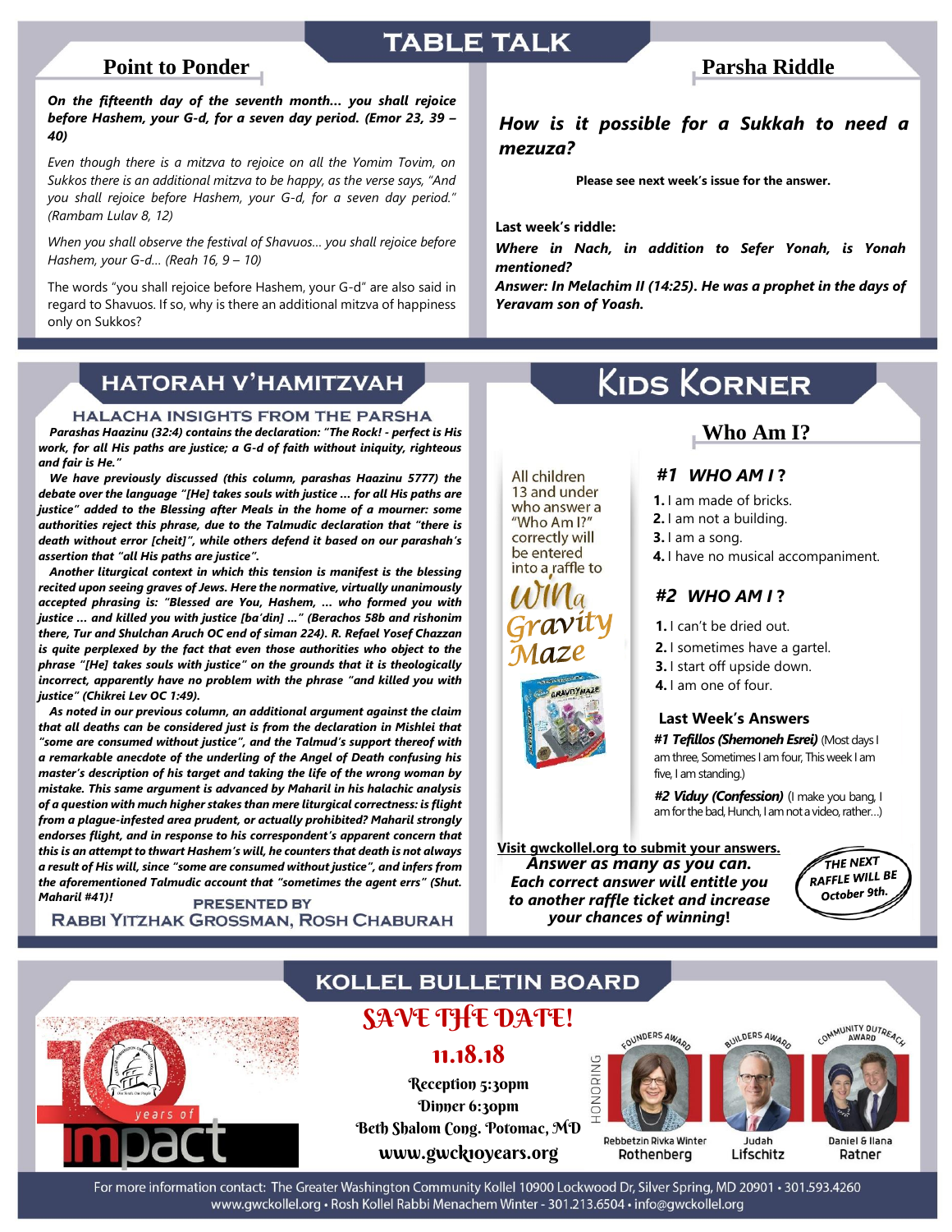# TABLE TALK

## Point to Ponder

***On the fifteenth day of the seventh month... you shall rejoice before Hashem, your G-d, for a seven day period. (Emor 23, 39 – 40)***

*Even though there is a mitzva to rejoice on all the Yomim Tovim, on Sukkos there is an additional mitzva to be happy, as the verse says, "And you shall rejoice before Hashem, your G-d, for a seven day period." (Rambam Lulav 8, 12)*

*When you shall observe the festival of Shavuos... you shall rejoice before Hashem, your G-d... (Reah 16, 9 – 10)*

The words "you shall rejoice before Hashem, your G-d" are also said in regard to Shavuos. If so, why is there an additional mitzva of happiness only on Sukkos?

## Parsha Riddle

***How is it possible for a Sukkah to need a mezuza?***

**Please see next week's issue for the answer.**

**Last week's riddle:**

***Where in Nach, in addition to Sefer Yonah, is Yonah mentioned?***

***Answer: In Melachim II (14:25). He was a prophet in the days of Yeravam son of Yoash.***

# HATORAH V'HAMITZVAH

## HALACHA INSIGHTS FROM THE PARSHA

***Parashas Haazinu (32:4) contains the declaration: "The Rock! - perfect is His work, for all His paths are justice; a G-d of faith without iniquity, righteous and fair is He."***

***We have previously discussed (this column, parashas Haazinu 5777) the debate over the language "[He] takes souls with justice ... for all His paths are justice" added to the Blessing after Meals in the home of a mourner: some authorities reject this phrase, due to the Talmudic declaration that "there is death without error [cheit]", while others defend it based on our parashah's assertion that "all His paths are justice".***

***Another liturgical context in which this tension is manifest is the blessing recited upon seeing graves of Jews. Here the normative, virtually unanimously accepted phrasing is: "Blessed are You, Hashem, ... who formed you with justice ... and killed you with justice [ba'din] ..." (Berachos 58b and rishonim there, Tur and Shulchan Aruch OC end of siman 224). R. Refael Yosef Chazzan is quite perplexed by the fact that even those authorities who object to the phrase "[He] takes souls with justice" on the grounds that it is theologically incorrect, apparently have no problem with the phrase "and killed you with justice" (Chikrei Lev OC 1:49).***

***As noted in our previous column, an additional argument against the claim that all deaths can be considered just is from the declaration in Mishlei that "some are consumed without justice", and the Talmud's support thereof with a remarkable anecdote of the underling of the Angel of Death confusing his master's description of his target and taking the life of the wrong woman by mistake. This same argument is advanced by Maharil in his halachic analysis of a question with much higher stakes than mere liturgical correctness: is flight from a plague-infested area prudent, or actually prohibited? Maharil strongly endorses flight, and in response to his correspondent's apparent concern that this is an attempt to thwart Hashem's will, he counters that death is not always a result of His will, since "some are consumed without justice", and infers from the aforementioned Talmudic account that "sometimes the agent errs" (Shut. Maharil #41)!***

PRESENTED BY
RABBI YITZHAK GROSSMAN, ROSH CHABURAH

# KIDS KORNER

## Who Am I?

All children 13 and under who answer a "Who Am I?" correctly will be entered into a raffle to

Win a Gravity Maze

### #1 WHO AM I?

**1.** I am made of bricks.
**2.** I am not a building.
**3.** I am a song.
**4.** I have no musical accompaniment.

### #2 WHO AM I?

**1.** I can't be dried out.
**2.** I sometimes have a gartel.
**3.** I start off upside down.
**4.** I am one of four.

### Last Week's Answers

***#1 Tefillos (Shemoneh Esrei)*** (Most days I am three, Sometimes I am four, This week I am five, I am standing.)

***#2 Viduy (Confession)*** (I make you bang, I am for the bad, Hunch, I am not a video, rather…)

**Visit gwckollel.org to submit your answers.**

***Answer as many as you can. Each correct answer will entitle you to another raffle ticket and increase your chances of winning!***

THE NEXT RAFFLE WILL BE October 9th.

# KOLLEL BULLETIN BOARD

10 years of impact

## SAVE THE DATE!

**11.18.18**

Reception 5:30pm
Dinner 6:30pm
Beth Shalom Cong. Potomac, MD
www.gwck10years.org

HONORING

FOUNDERS AWARD — Rebbetzin Rivka Winter
BUILDERS AWARD — Judah Lifschitz
COMMUNITY OUTREACH AWARD — Daniel & Ilana Ratner

For more information contact: The Greater Washington Community Kollel 10900 Lockwood Dr, Silver Spring, MD 20901 • 301.593.4260
www.gwckollel.org • Rosh Kollel Rabbi Menachem Winter - 301.213.6504 • info@gwckollel.org